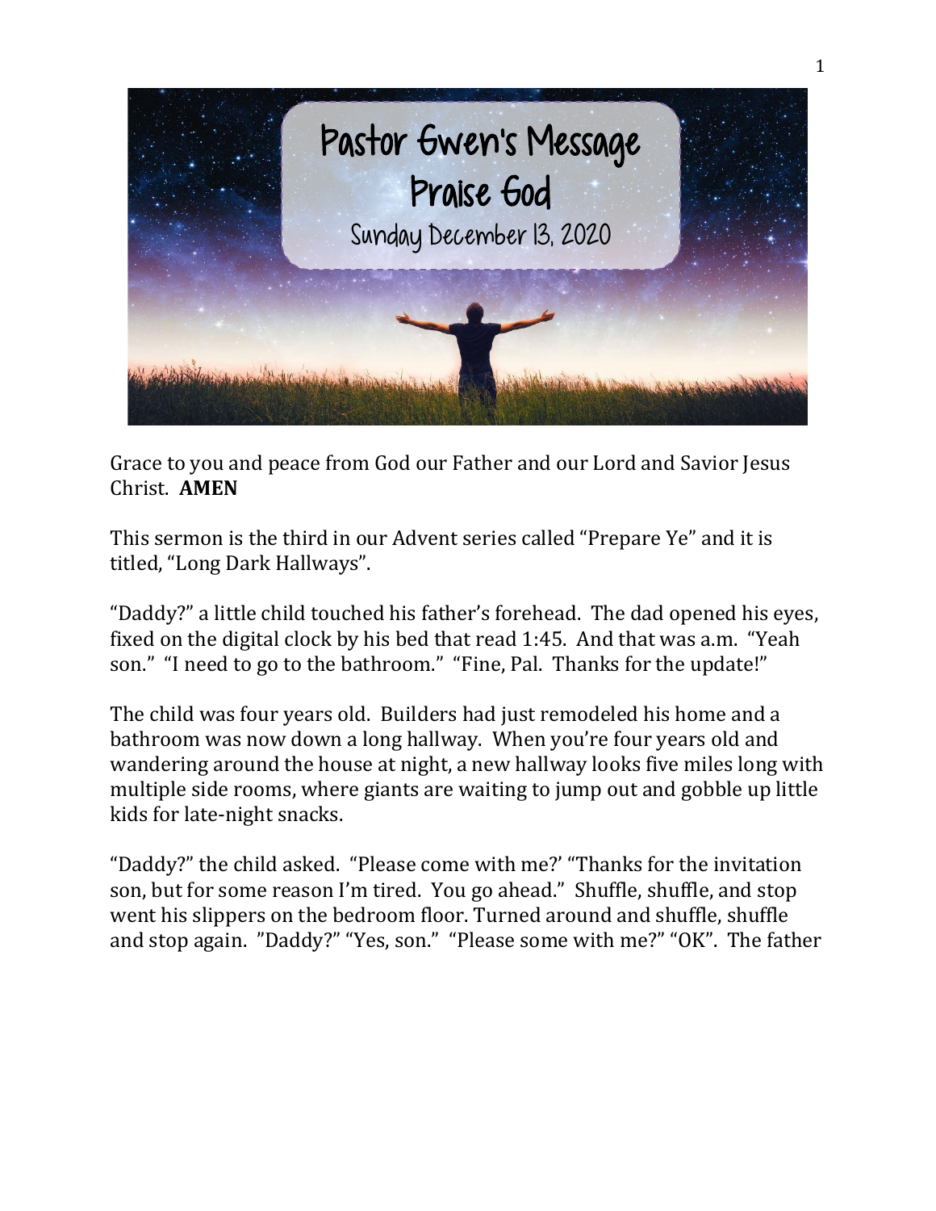# Pastor Gwen's Message
## Praise God
### Sunday December 13, 2020

Grace to you and peace from God our Father and our Lord and Savior Jesus Christ. **AMEN**

This sermon is the third in our Advent series called "Prepare Ye" and it is titled, "Long Dark Hallways".

"Daddy?" a little child touched his father's forehead. The dad opened his eyes, fixed on the digital clock by his bed that read 1:45. And that was a.m. "Yeah son." "I need to go to the bathroom." "Fine, Pal. Thanks for the update!"

The child was four years old. Builders had just remodeled his home and a bathroom was now down a long hallway. When you're four years old and wandering around the house at night, a new hallway looks five miles long with multiple side rooms, where giants are waiting to jump out and gobble up little kids for late-night snacks.

"Daddy?" the child asked. "Please come with me?' "Thanks for the invitation son, but for some reason I'm tired. You go ahead." Shuffle, shuffle, and stop went his slippers on the bedroom floor. Turned around and shuffle, shuffle and stop again. "Daddy?" "Yes, son." "Please some with me?" "OK". The father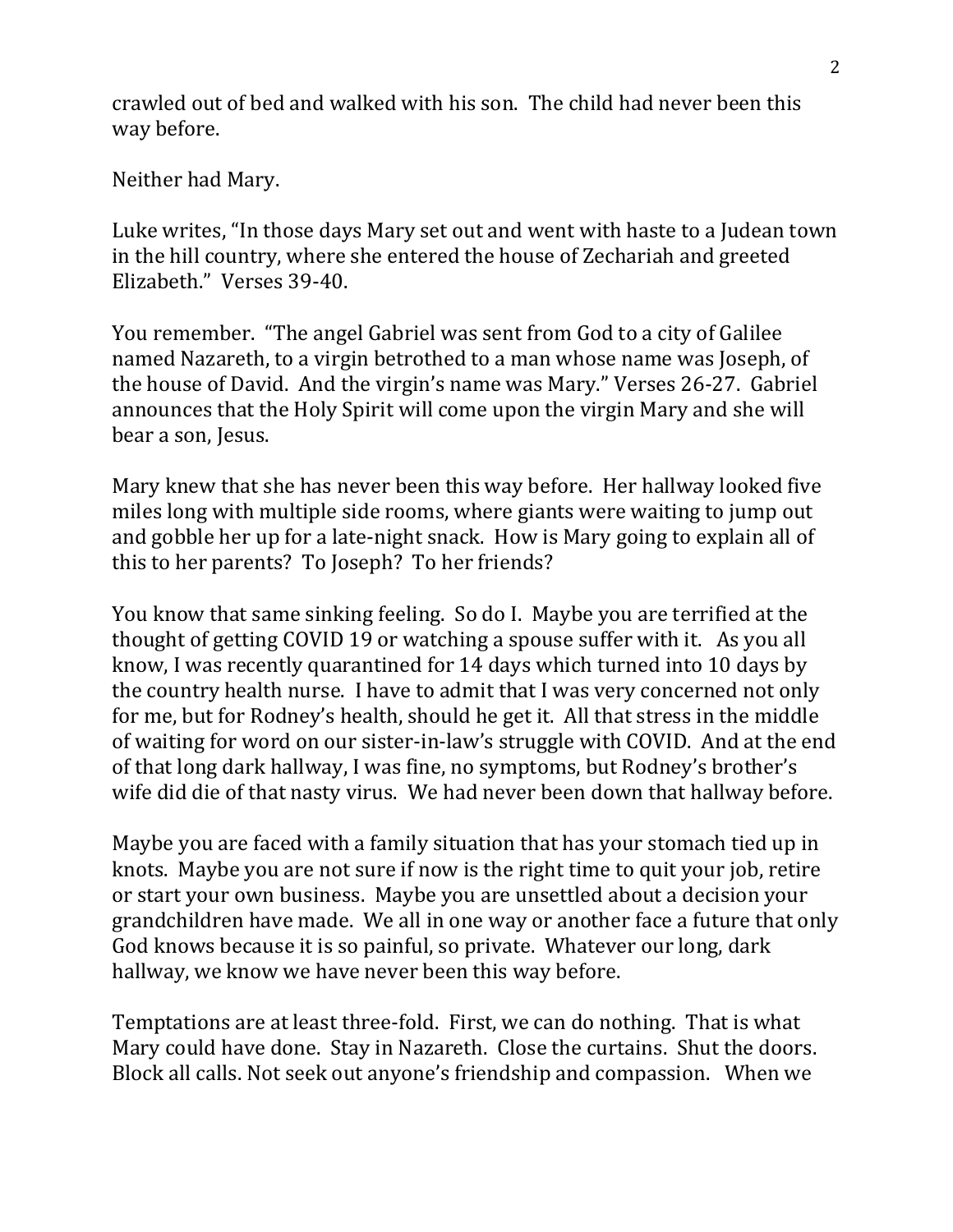crawled out of bed and walked with his son. The child had never been this way before.

Neither had Mary.

Luke writes, "In those days Mary set out and went with haste to a Judean town in the hill country, where she entered the house of Zechariah and greeted Elizabeth." Verses 39-40.

You remember. "The angel Gabriel was sent from God to a city of Galilee named Nazareth, to a virgin betrothed to a man whose name was Joseph, of the house of David. And the virgin's name was Mary." Verses 26-27. Gabriel announces that the Holy Spirit will come upon the virgin Mary and she will bear a son, Jesus.

Mary knew that she has never been this way before. Her hallway looked five miles long with multiple side rooms, where giants were waiting to jump out and gobble her up for a late-night snack. How is Mary going to explain all of this to her parents? To Joseph? To her friends?

You know that same sinking feeling. So do I. Maybe you are terrified at the thought of getting COVID 19 or watching a spouse suffer with it. As you all know, I was recently quarantined for 14 days which turned into 10 days by the country health nurse. I have to admit that I was very concerned not only for me, but for Rodney's health, should he get it. All that stress in the middle of waiting for word on our sister-in-law's struggle with COVID. And at the end of that long dark hallway, I was fine, no symptoms, but Rodney's brother's wife did die of that nasty virus. We had never been down that hallway before.

Maybe you are faced with a family situation that has your stomach tied up in knots. Maybe you are not sure if now is the right time to quit your job, retire or start your own business. Maybe you are unsettled about a decision your grandchildren have made. We all in one way or another face a future that only God knows because it is so painful, so private. Whatever our long, dark hallway, we know we have never been this way before.

Temptations are at least three-fold. First, we can do nothing. That is what Mary could have done. Stay in Nazareth. Close the curtains. Shut the doors. Block all calls. Not seek out anyone's friendship and compassion. When we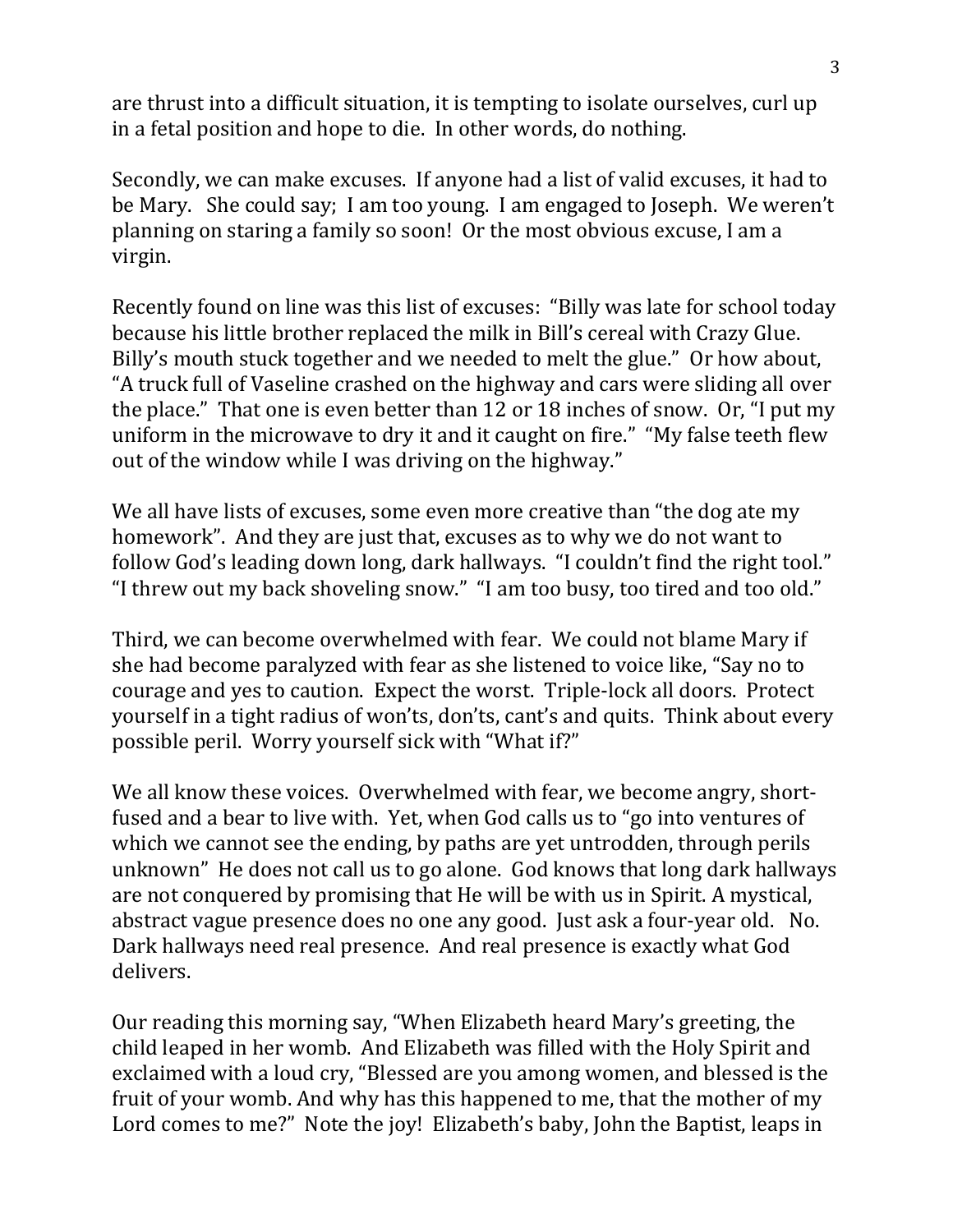are thrust into a difficult situation, it is tempting to isolate ourselves, curl up in a fetal position and hope to die. In other words, do nothing.

Secondly, we can make excuses. If anyone had a list of valid excuses, it had to be Mary. She could say; I am too young. I am engaged to Joseph. We weren't planning on staring a family so soon! Or the most obvious excuse, I am a virgin.

Recently found on line was this list of excuses: "Billy was late for school today because his little brother replaced the milk in Bill's cereal with Crazy Glue. Billy's mouth stuck together and we needed to melt the glue." Or how about, "A truck full of Vaseline crashed on the highway and cars were sliding all over the place." That one is even better than 12 or 18 inches of snow. Or, "I put my uniform in the microwave to dry it and it caught on fire." "My false teeth flew out of the window while I was driving on the highway."

We all have lists of excuses, some even more creative than "the dog ate my homework". And they are just that, excuses as to why we do not want to follow God's leading down long, dark hallways. "I couldn't find the right tool." "I threw out my back shoveling snow." "I am too busy, too tired and too old."

Third, we can become overwhelmed with fear. We could not blame Mary if she had become paralyzed with fear as she listened to voice like, "Say no to courage and yes to caution. Expect the worst. Triple-lock all doors. Protect yourself in a tight radius of won'ts, don'ts, cant's and quits. Think about every possible peril. Worry yourself sick with "What if?"

We all know these voices. Overwhelmed with fear, we become angry, short-fused and a bear to live with. Yet, when God calls us to "go into ventures of which we cannot see the ending, by paths are yet untrodden, through perils unknown" He does not call us to go alone. God knows that long dark hallways are not conquered by promising that He will be with us in Spirit. A mystical, abstract vague presence does no one any good. Just ask a four-year old. No. Dark hallways need real presence. And real presence is exactly what God delivers.

Our reading this morning say, "When Elizabeth heard Mary's greeting, the child leaped in her womb. And Elizabeth was filled with the Holy Spirit and exclaimed with a loud cry, "Blessed are you among women, and blessed is the fruit of your womb. And why has this happened to me, that the mother of my Lord comes to me?" Note the joy! Elizabeth's baby, John the Baptist, leaps in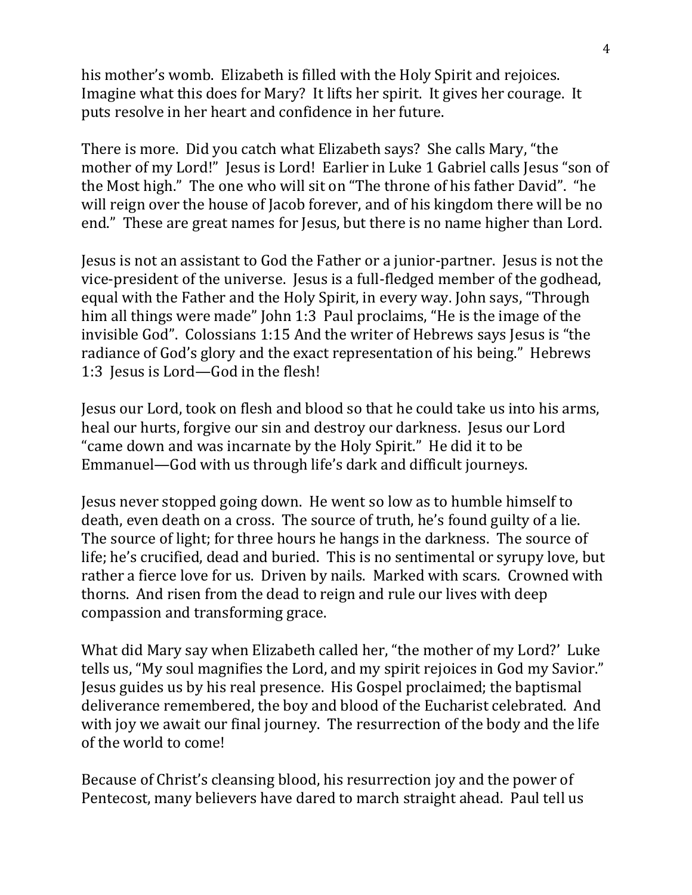his mother's womb. Elizabeth is filled with the Holy Spirit and rejoices. Imagine what this does for Mary? It lifts her spirit. It gives her courage. It puts resolve in her heart and confidence in her future.

There is more. Did you catch what Elizabeth says? She calls Mary, "the mother of my Lord!" Jesus is Lord! Earlier in Luke 1 Gabriel calls Jesus "son of the Most high." The one who will sit on "The throne of his father David". "he will reign over the house of Jacob forever, and of his kingdom there will be no end." These are great names for Jesus, but there is no name higher than Lord.

Jesus is not an assistant to God the Father or a junior-partner. Jesus is not the vice-president of the universe. Jesus is a full-fledged member of the godhead, equal with the Father and the Holy Spirit, in every way. John says, "Through him all things were made" John 1:3 Paul proclaims, "He is the image of the invisible God". Colossians 1:15 And the writer of Hebrews says Jesus is "the radiance of God's glory and the exact representation of his being." Hebrews 1:3 Jesus is Lord—God in the flesh!

Jesus our Lord, took on flesh and blood so that he could take us into his arms, heal our hurts, forgive our sin and destroy our darkness. Jesus our Lord "came down and was incarnate by the Holy Spirit." He did it to be Emmanuel—God with us through life's dark and difficult journeys.

Jesus never stopped going down. He went so low as to humble himself to death, even death on a cross. The source of truth, he's found guilty of a lie. The source of light; for three hours he hangs in the darkness. The source of life; he's crucified, dead and buried. This is no sentimental or syrupy love, but rather a fierce love for us. Driven by nails. Marked with scars. Crowned with thorns. And risen from the dead to reign and rule our lives with deep compassion and transforming grace.

What did Mary say when Elizabeth called her, "the mother of my Lord?' Luke tells us, "My soul magnifies the Lord, and my spirit rejoices in God my Savior." Jesus guides us by his real presence. His Gospel proclaimed; the baptismal deliverance remembered, the boy and blood of the Eucharist celebrated. And with joy we await our final journey. The resurrection of the body and the life of the world to come!

Because of Christ's cleansing blood, his resurrection joy and the power of Pentecost, many believers have dared to march straight ahead. Paul tell us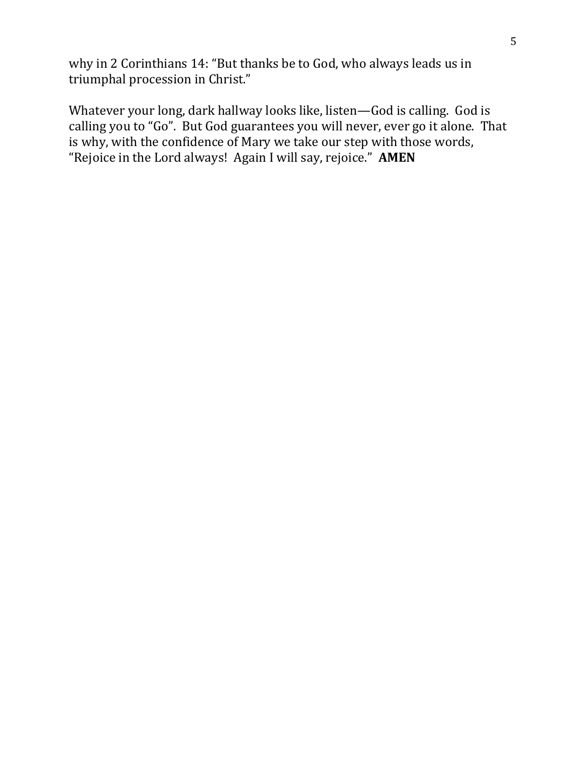why in 2 Corinthians 14: "But thanks be to God, who always leads us in triumphal procession in Christ."

Whatever your long, dark hallway looks like, listen—God is calling. God is calling you to "Go". But God guarantees you will never, ever go it alone. That is why, with the confidence of Mary we take our step with those words, "Rejoice in the Lord always! Again I will say, rejoice." **AMEN**